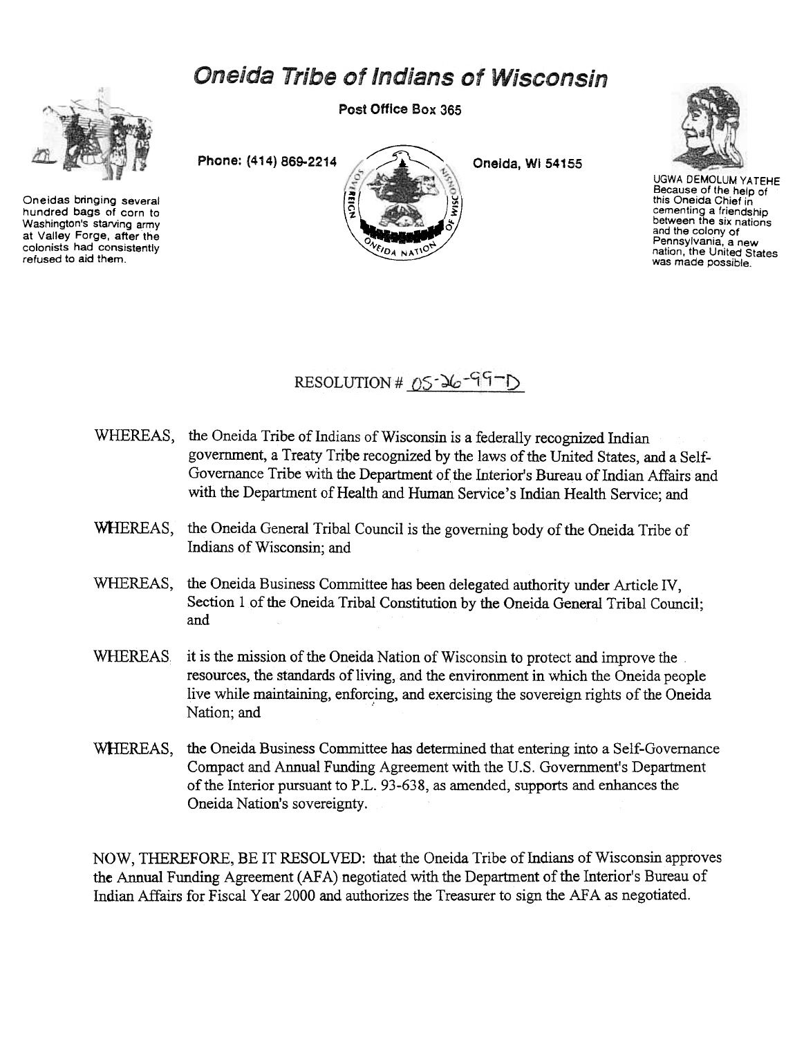# Oneida Tribe of Indians of Wisconsin

Post Office Box 365

Phone: (414) 869-2214 Oneida, WI 54155

Oneidas bringing several hundred bags of corn to Washington's starving army at Valley Forge, after the colonists had consistently refused to aid them.

UGWA DEMOLUM YATEHE
Because of the help of this Oneida Chief in cementing a friendship between the six nations and the colony of Pennsylvania, a new nation, the United States was made possible.

RESOLUTION # 05-26-99-D

WHEREAS, the Oneida Tribe of Indians of Wisconsin is a federally recognized Indian government, a Treaty Tribe recognized by the laws of the United States, and a Self-Governance Tribe with the Department of the Interior's Bureau of Indian Affairs and with the Department of Health and Human Service's Indian Health Service; and

WHEREAS, the Oneida General Tribal Council is the governing body of the Oneida Tribe of Indians of Wisconsin; and

WHEREAS, the Oneida Business Committee has been delegated authority under Article IV, Section 1 of the Oneida Tribal Constitution by the Oneida General Tribal Council; and

WHEREAS it is the mission of the Oneida Nation of Wisconsin to protect and improve the resources, the standards of living, and the environment in which the Oneida people live while maintaining, enforcing, and exercising the sovereign rights of the Oneida Nation; and

WHEREAS, the Oneida Business Committee has determined that entering into a Self-Governance Compact and Annual Funding Agreement with the U.S. Government's Department of the Interior pursuant to P.L. 93-638, as amended, supports and enhances the Oneida Nation's sovereignty.

NOW, THEREFORE, BE IT RESOLVED: that the Oneida Tribe of Indians of Wisconsin approves the Annual Funding Agreement (AFA) negotiated with the Department of the Interior's Bureau of Indian Affairs for Fiscal Year 2000 and authorizes the Treasurer to sign the AFA as negotiated.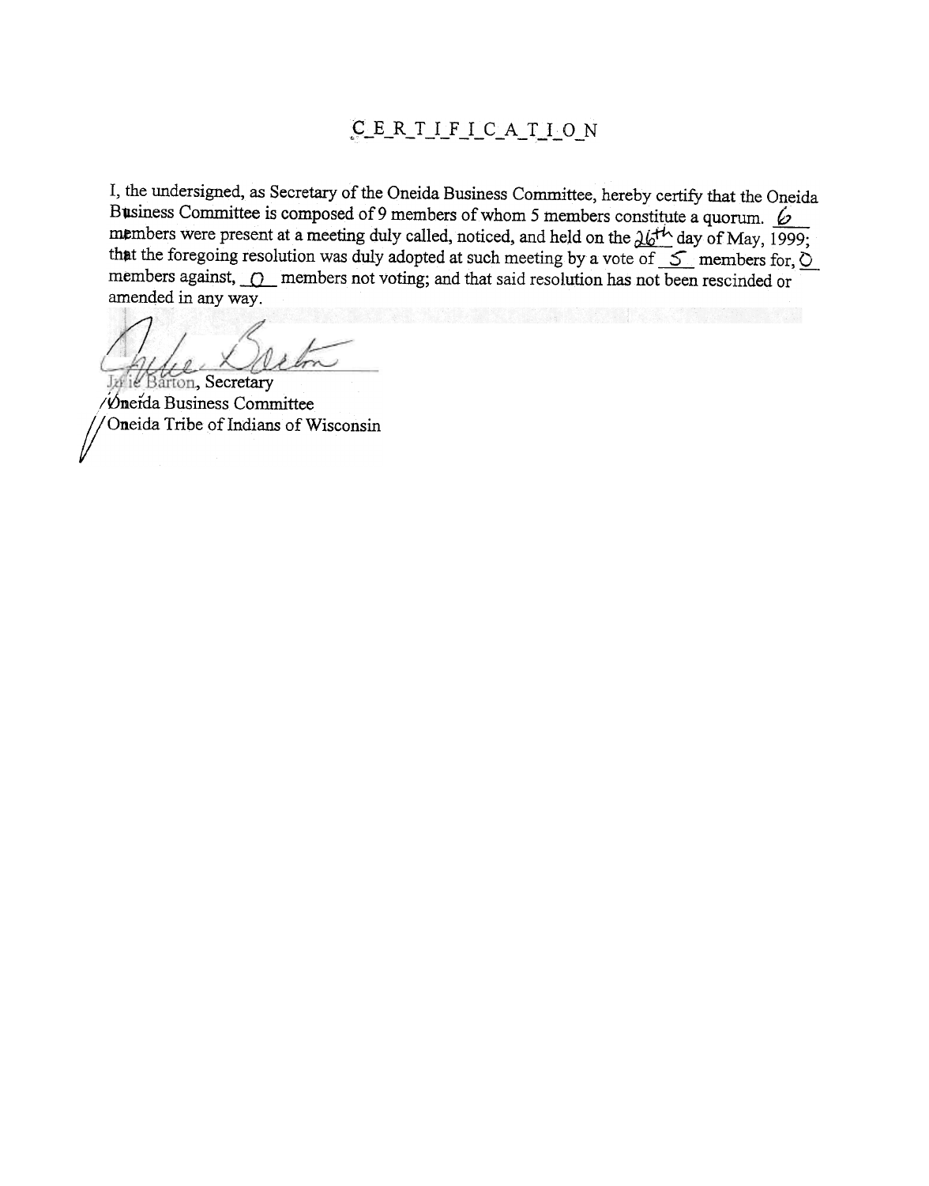# C_E_R_T_I_F_I_C_A_T_I_O_N

I, the undersigned, as Secretary of the Oneida Business Committee, hereby certify that the Oneida Business Committee is composed of 9 members of whom 5 members constitute a quorum. 6 members were present at a meeting duly called, noticed, and held on the 26th day of May, 1999; that the foregoing resolution was duly adopted at such meeting by a vote of 5 members for, 0 members against, 0 members not voting; and that said resolution has not been rescinded or amended in any way.

Julie Barton, Secretary
Oneida Business Committee
Oneida Tribe of Indians of Wisconsin